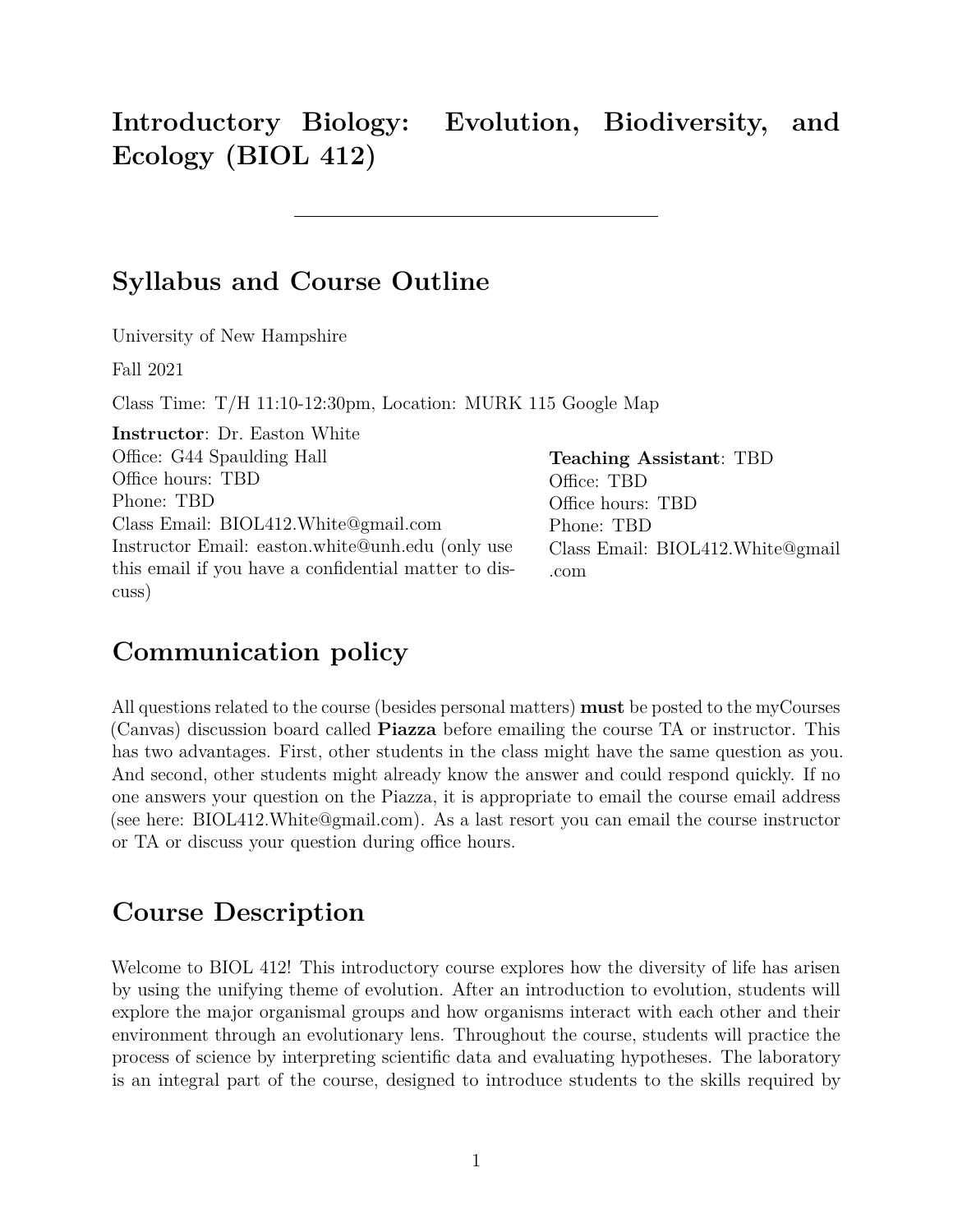# Introductory Biology: Evolution, Biodiversity, and Ecology (BIOL 412)

---

## Syllabus and Course Outline

University of New Hampshire

Fall 2021

Class Time: T/H 11:10-12:30pm, Location: MURK 115 Google Map

**Instructor**: Dr. Easton White
Office: G44 Spaulding Hall
Office hours: TBD
Phone: TBD
Class Email: BIOL412.White@gmail.com
Instructor Email: easton.white@unh.edu (only use this email if you have a confidential matter to discuss)

**Teaching Assistant**: TBD
Office: TBD
Office hours: TBD
Phone: TBD
Class Email: BIOL412.White@gmail.com

## Communication policy

All questions related to the course (besides personal matters) **must** be posted to the myCourses (Canvas) discussion board called **Piazza** before emailing the course TA or instructor. This has two advantages. First, other students in the class might have the same question as you. And second, other students might already know the answer and could respond quickly. If no one answers your question on the Piazza, it is appropriate to email the course email address (see here: BIOL412.White@gmail.com). As a last resort you can email the course instructor or TA or discuss your question during office hours.

## Course Description

Welcome to BIOL 412! This introductory course explores how the diversity of life has arisen by using the unifying theme of evolution. After an introduction to evolution, students will explore the major organismal groups and how organisms interact with each other and their environment through an evolutionary lens. Throughout the course, students will practice the process of science by interpreting scientific data and evaluating hypotheses. The laboratory is an integral part of the course, designed to introduce students to the skills required by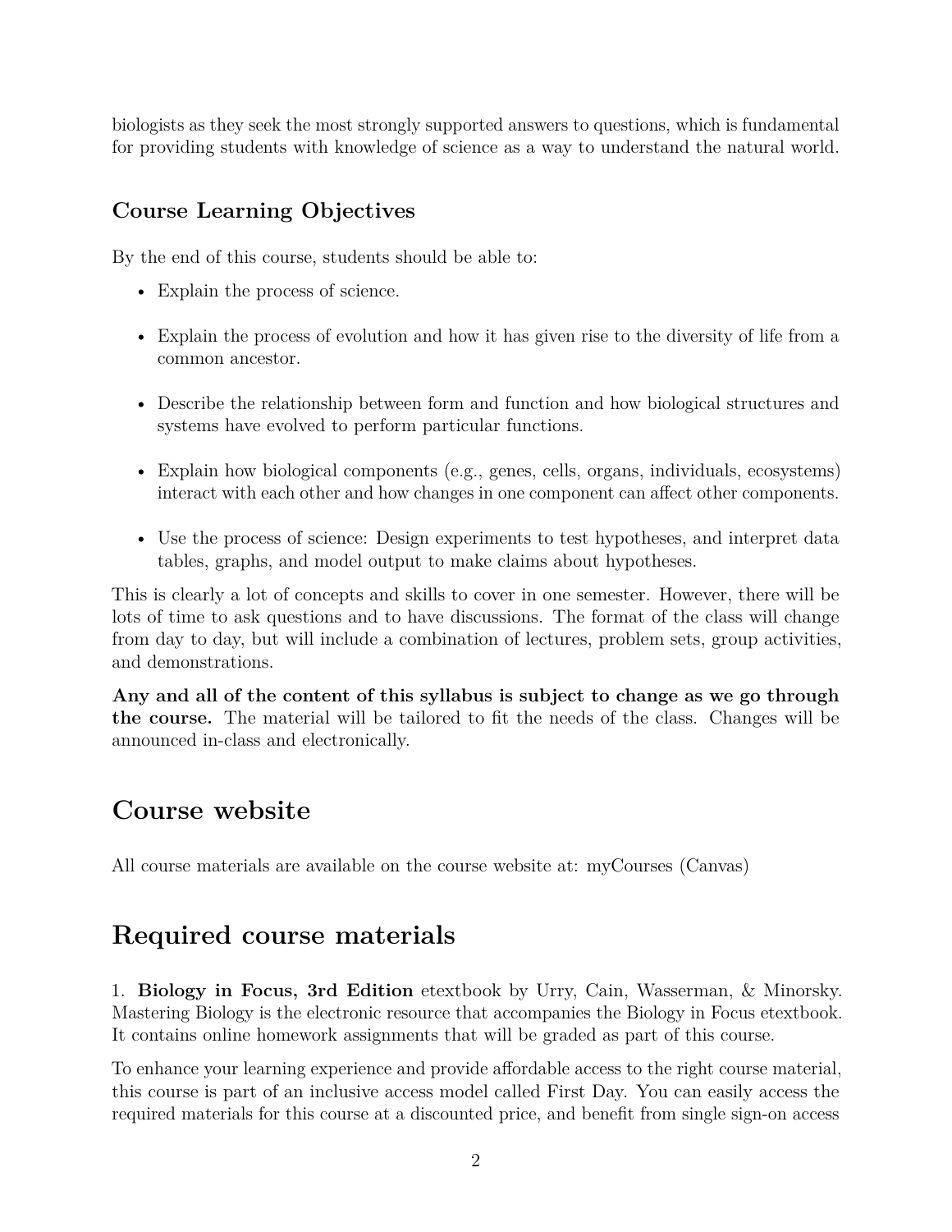biologists as they seek the most strongly supported answers to questions, which is fundamental for providing students with knowledge of science as a way to understand the natural world.

### Course Learning Objectives

By the end of this course, students should be able to:

- Explain the process of science.
- Explain the process of evolution and how it has given rise to the diversity of life from a common ancestor.
- Describe the relationship between form and function and how biological structures and systems have evolved to perform particular functions.
- Explain how biological components (e.g., genes, cells, organs, individuals, ecosystems) interact with each other and how changes in one component can affect other components.
- Use the process of science: Design experiments to test hypotheses, and interpret data tables, graphs, and model output to make claims about hypotheses.

This is clearly a lot of concepts and skills to cover in one semester. However, there will be lots of time to ask questions and to have discussions. The format of the class will change from day to day, but will include a combination of lectures, problem sets, group activities, and demonstrations.

**Any and all of the content of this syllabus is subject to change as we go through the course.** The material will be tailored to fit the needs of the class. Changes will be announced in-class and electronically.

## Course website

All course materials are available on the course website at: myCourses (Canvas)

## Required course materials

1. **Biology in Focus, 3rd Edition** etextbook by Urry, Cain, Wasserman, & Minorsky. Mastering Biology is the electronic resource that accompanies the Biology in Focus etextbook. It contains online homework assignments that will be graded as part of this course.

To enhance your learning experience and provide affordable access to the right course material, this course is part of an inclusive access model called First Day. You can easily access the required materials for this course at a discounted price, and benefit from single sign-on access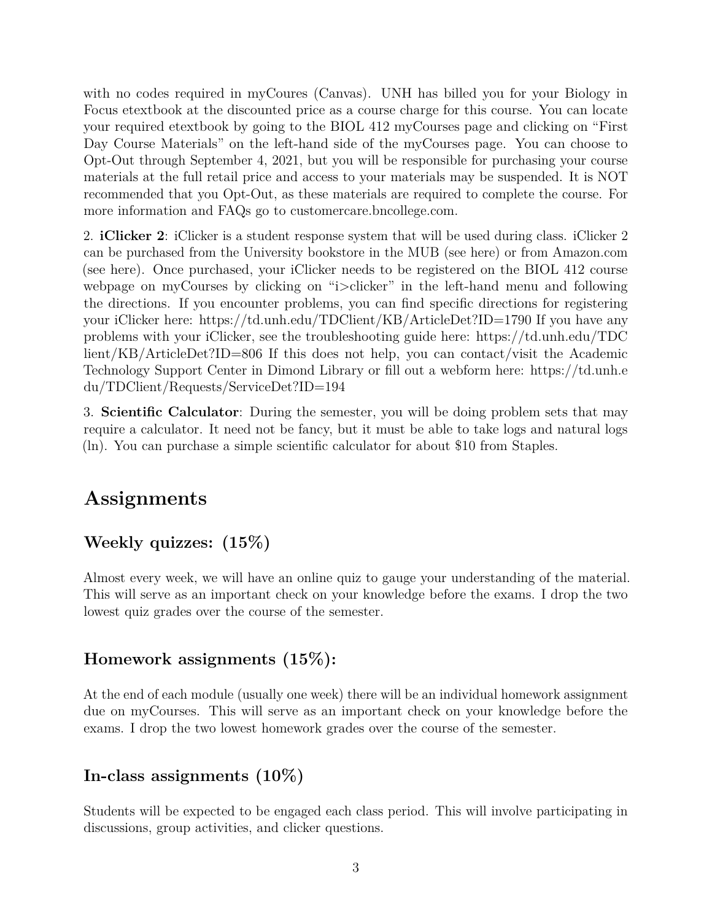with no codes required in myCoures (Canvas). UNH has billed you for your Biology in Focus etextbook at the discounted price as a course charge for this course. You can locate your required etextbook by going to the BIOL 412 myCourses page and clicking on "First Day Course Materials" on the left-hand side of the myCourses page. You can choose to Opt-Out through September 4, 2021, but you will be responsible for purchasing your course materials at the full retail price and access to your materials may be suspended. It is NOT recommended that you Opt-Out, as these materials are required to complete the course. For more information and FAQs go to customercare.bncollege.com.

2. **iClicker 2**: iClicker is a student response system that will be used during class. iClicker 2 can be purchased from the University bookstore in the MUB (see here) or from Amazon.com (see here). Once purchased, your iClicker needs to be registered on the BIOL 412 course webpage on myCourses by clicking on "i>clicker" in the left-hand menu and following the directions. If you encounter problems, you can find specific directions for registering your iClicker here: https://td.unh.edu/TDClient/KB/ArticleDet?ID=1790 If you have any problems with your iClicker, see the troubleshooting guide here: https://td.unh.edu/TDClient/KB/ArticleDet?ID=806 If this does not help, you can contact/visit the Academic Technology Support Center in Dimond Library or fill out a webform here: https://td.unh.edu/TDClient/Requests/ServiceDet?ID=194

3. **Scientific Calculator**: During the semester, you will be doing problem sets that may require a calculator. It need not be fancy, but it must be able to take logs and natural logs (ln). You can purchase a simple scientific calculator for about $10 from Staples.

# Assignments

## Weekly quizzes: (15%)

Almost every week, we will have an online quiz to gauge your understanding of the material. This will serve as an important check on your knowledge before the exams. I drop the two lowest quiz grades over the course of the semester.

## Homework assignments (15%):

At the end of each module (usually one week) there will be an individual homework assignment due on myCourses. This will serve as an important check on your knowledge before the exams. I drop the two lowest homework grades over the course of the semester.

## In-class assignments (10%)

Students will be expected to be engaged each class period. This will involve participating in discussions, group activities, and clicker questions.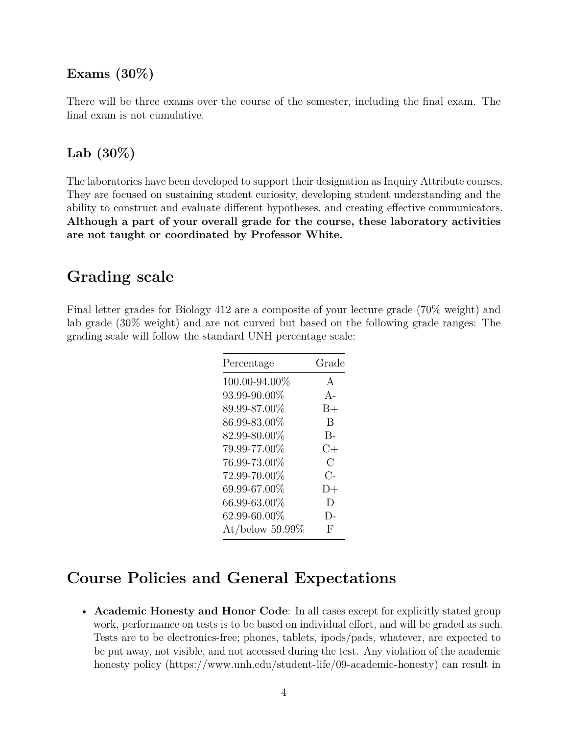### Exams (30%)

There will be three exams over the course of the semester, including the final exam. The final exam is not cumulative.

### Lab (30%)

The laboratories have been developed to support their designation as Inquiry Attribute courses. They are focused on sustaining student curiosity, developing student understanding and the ability to construct and evaluate different hypotheses, and creating effective communicators. **Although a part of your overall grade for the course, these laboratory activities are not taught or coordinated by Professor White.**

## Grading scale

Final letter grades for Biology 412 are a composite of your lecture grade (70% weight) and lab grade (30% weight) and are not curved but based on the following grade ranges: The grading scale will follow the standard UNH percentage scale:

| Percentage | Grade |
|---|---|
| 100.00-94.00% | A |
| 93.99-90.00% | A- |
| 89.99-87.00% | B+ |
| 86.99-83.00% | B |
| 82.99-80.00% | B- |
| 79.99-77.00% | C+ |
| 76.99-73.00% | C |
| 72.99-70.00% | C- |
| 69.99-67.00% | D+ |
| 66.99-63.00% | D |
| 62.99-60.00% | D- |
| At/below 59.99% | F |

## Course Policies and General Expectations

- **Academic Honesty and Honor Code**: In all cases except for explicitly stated group work, performance on tests is to be based on individual effort, and will be graded as such. Tests are to be electronics-free; phones, tablets, ipods/pads, whatever, are expected to be put away, not visible, and not accessed during the test. Any violation of the academic honesty policy (https://www.unh.edu/student-life/09-academic-honesty) can result in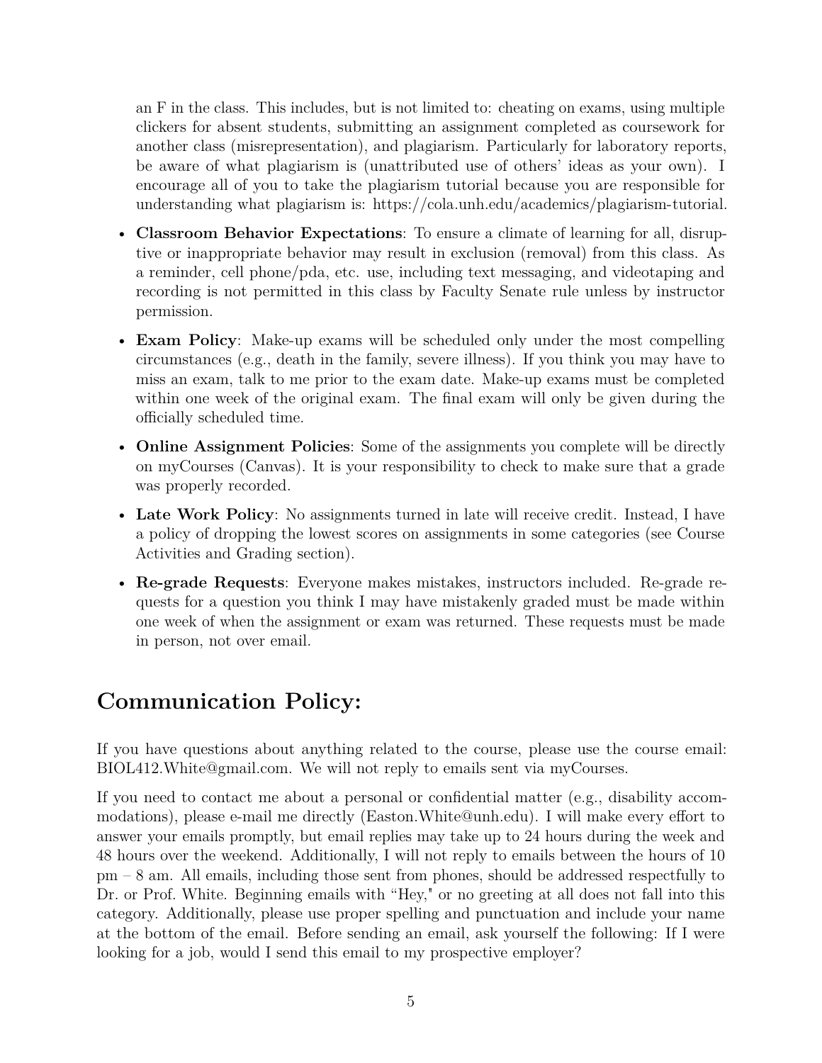an F in the class. This includes, but is not limited to: cheating on exams, using multiple clickers for absent students, submitting an assignment completed as coursework for another class (misrepresentation), and plagiarism. Particularly for laboratory reports, be aware of what plagiarism is (unattributed use of others' ideas as your own). I encourage all of you to take the plagiarism tutorial because you are responsible for understanding what plagiarism is: https://cola.unh.edu/academics/plagiarism-tutorial.

- **Classroom Behavior Expectations**: To ensure a climate of learning for all, disruptive or inappropriate behavior may result in exclusion (removal) from this class. As a reminder, cell phone/pda, etc. use, including text messaging, and videotaping and recording is not permitted in this class by Faculty Senate rule unless by instructor permission.
- **Exam Policy**: Make-up exams will be scheduled only under the most compelling circumstances (e.g., death in the family, severe illness). If you think you may have to miss an exam, talk to me prior to the exam date. Make-up exams must be completed within one week of the original exam. The final exam will only be given during the officially scheduled time.
- **Online Assignment Policies**: Some of the assignments you complete will be directly on myCourses (Canvas). It is your responsibility to check to make sure that a grade was properly recorded.
- **Late Work Policy**: No assignments turned in late will receive credit. Instead, I have a policy of dropping the lowest scores on assignments in some categories (see Course Activities and Grading section).
- **Re-grade Requests**: Everyone makes mistakes, instructors included. Re-grade requests for a question you think I may have mistakenly graded must be made within one week of when the assignment or exam was returned. These requests must be made in person, not over email.

# Communication Policy:

If you have questions about anything related to the course, please use the course email: BIOL412.White@gmail.com. We will not reply to emails sent via myCourses.

If you need to contact me about a personal or confidential matter (e.g., disability accommodations), please e-mail me directly (Easton.White@unh.edu). I will make every effort to answer your emails promptly, but email replies may take up to 24 hours during the week and 48 hours over the weekend. Additionally, I will not reply to emails between the hours of 10 pm – 8 am. All emails, including those sent from phones, should be addressed respectfully to Dr. or Prof. White. Beginning emails with "Hey," or no greeting at all does not fall into this category. Additionally, please use proper spelling and punctuation and include your name at the bottom of the email. Before sending an email, ask yourself the following: If I were looking for a job, would I send this email to my prospective employer?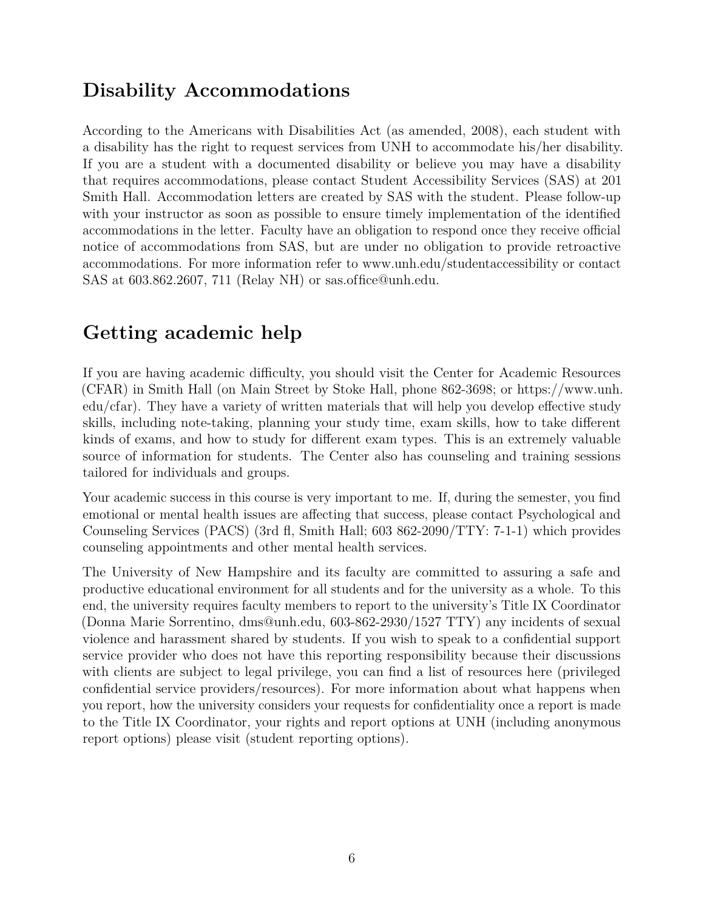## Disability Accommodations

According to the Americans with Disabilities Act (as amended, 2008), each student with a disability has the right to request services from UNH to accommodate his/her disability. If you are a student with a documented disability or believe you may have a disability that requires accommodations, please contact Student Accessibility Services (SAS) at 201 Smith Hall. Accommodation letters are created by SAS with the student. Please follow-up with your instructor as soon as possible to ensure timely implementation of the identified accommodations in the letter. Faculty have an obligation to respond once they receive official notice of accommodations from SAS, but are under no obligation to provide retroactive accommodations. For more information refer to www.unh.edu/studentaccessibility or contact SAS at 603.862.2607, 711 (Relay NH) or sas.office@unh.edu.

## Getting academic help

If you are having academic difficulty, you should visit the Center for Academic Resources (CFAR) in Smith Hall (on Main Street by Stoke Hall, phone 862-3698; or https://www.unh.edu/cfar). They have a variety of written materials that will help you develop effective study skills, including note-taking, planning your study time, exam skills, how to take different kinds of exams, and how to study for different exam types. This is an extremely valuable source of information for students. The Center also has counseling and training sessions tailored for individuals and groups.

Your academic success in this course is very important to me. If, during the semester, you find emotional or mental health issues are affecting that success, please contact Psychological and Counseling Services (PACS) (3rd fl, Smith Hall; 603 862-2090/TTY: 7-1-1) which provides counseling appointments and other mental health services.

The University of New Hampshire and its faculty are committed to assuring a safe and productive educational environment for all students and for the university as a whole. To this end, the university requires faculty members to report to the university's Title IX Coordinator (Donna Marie Sorrentino, dms@unh.edu, 603-862-2930/1527 TTY) any incidents of sexual violence and harassment shared by students. If you wish to speak to a confidential support service provider who does not have this reporting responsibility because their discussions with clients are subject to legal privilege, you can find a list of resources here (privileged confidential service providers/resources). For more information about what happens when you report, how the university considers your requests for confidentiality once a report is made to the Title IX Coordinator, your rights and report options at UNH (including anonymous report options) please visit (student reporting options).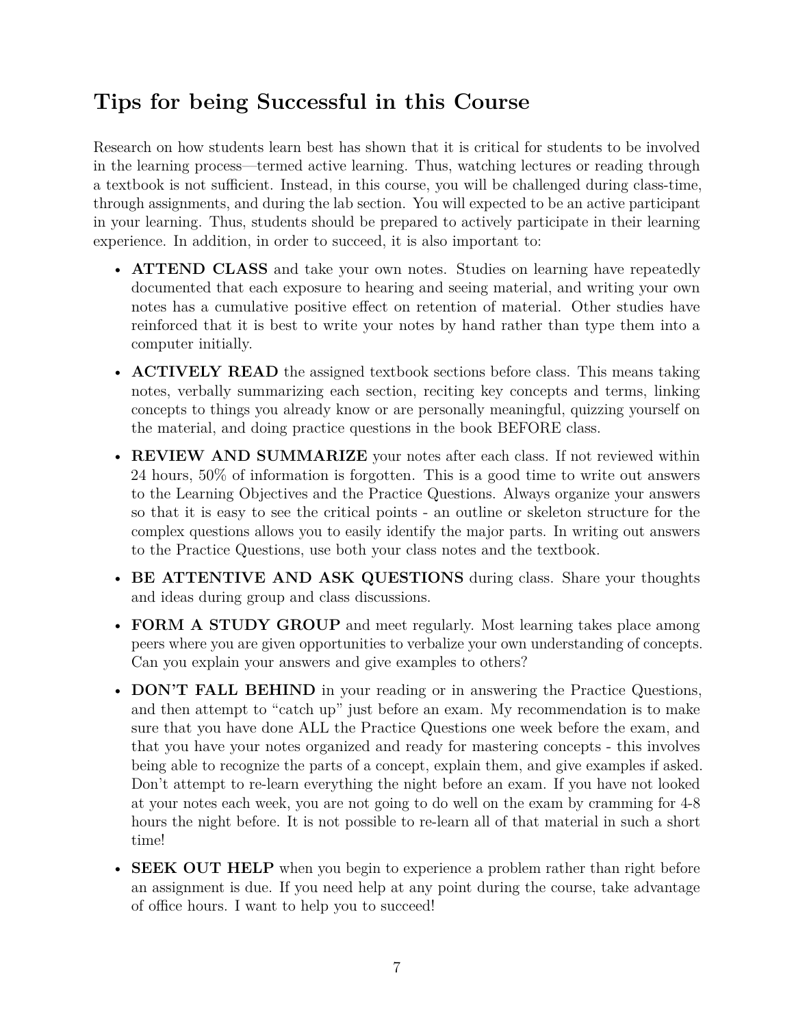## Tips for being Successful in this Course

Research on how students learn best has shown that it is critical for students to be involved in the learning process—termed active learning. Thus, watching lectures or reading through a textbook is not sufficient. Instead, in this course, you will be challenged during class-time, through assignments, and during the lab section. You will expected to be an active participant in your learning. Thus, students should be prepared to actively participate in their learning experience. In addition, in order to succeed, it is also important to:

- **ATTEND CLASS** and take your own notes. Studies on learning have repeatedly documented that each exposure to hearing and seeing material, and writing your own notes has a cumulative positive effect on retention of material. Other studies have reinforced that it is best to write your notes by hand rather than type them into a computer initially.
- **ACTIVELY READ** the assigned textbook sections before class. This means taking notes, verbally summarizing each section, reciting key concepts and terms, linking concepts to things you already know or are personally meaningful, quizzing yourself on the material, and doing practice questions in the book BEFORE class.
- **REVIEW AND SUMMARIZE** your notes after each class. If not reviewed within 24 hours, 50% of information is forgotten. This is a good time to write out answers to the Learning Objectives and the Practice Questions. Always organize your answers so that it is easy to see the critical points - an outline or skeleton structure for the complex questions allows you to easily identify the major parts. In writing out answers to the Practice Questions, use both your class notes and the textbook.
- **BE ATTENTIVE AND ASK QUESTIONS** during class. Share your thoughts and ideas during group and class discussions.
- **FORM A STUDY GROUP** and meet regularly. Most learning takes place among peers where you are given opportunities to verbalize your own understanding of concepts. Can you explain your answers and give examples to others?
- **DON'T FALL BEHIND** in your reading or in answering the Practice Questions, and then attempt to "catch up" just before an exam. My recommendation is to make sure that you have done ALL the Practice Questions one week before the exam, and that you have your notes organized and ready for mastering concepts - this involves being able to recognize the parts of a concept, explain them, and give examples if asked. Don't attempt to re-learn everything the night before an exam. If you have not looked at your notes each week, you are not going to do well on the exam by cramming for 4-8 hours the night before. It is not possible to re-learn all of that material in such a short time!
- **SEEK OUT HELP** when you begin to experience a problem rather than right before an assignment is due. If you need help at any point during the course, take advantage of office hours. I want to help you to succeed!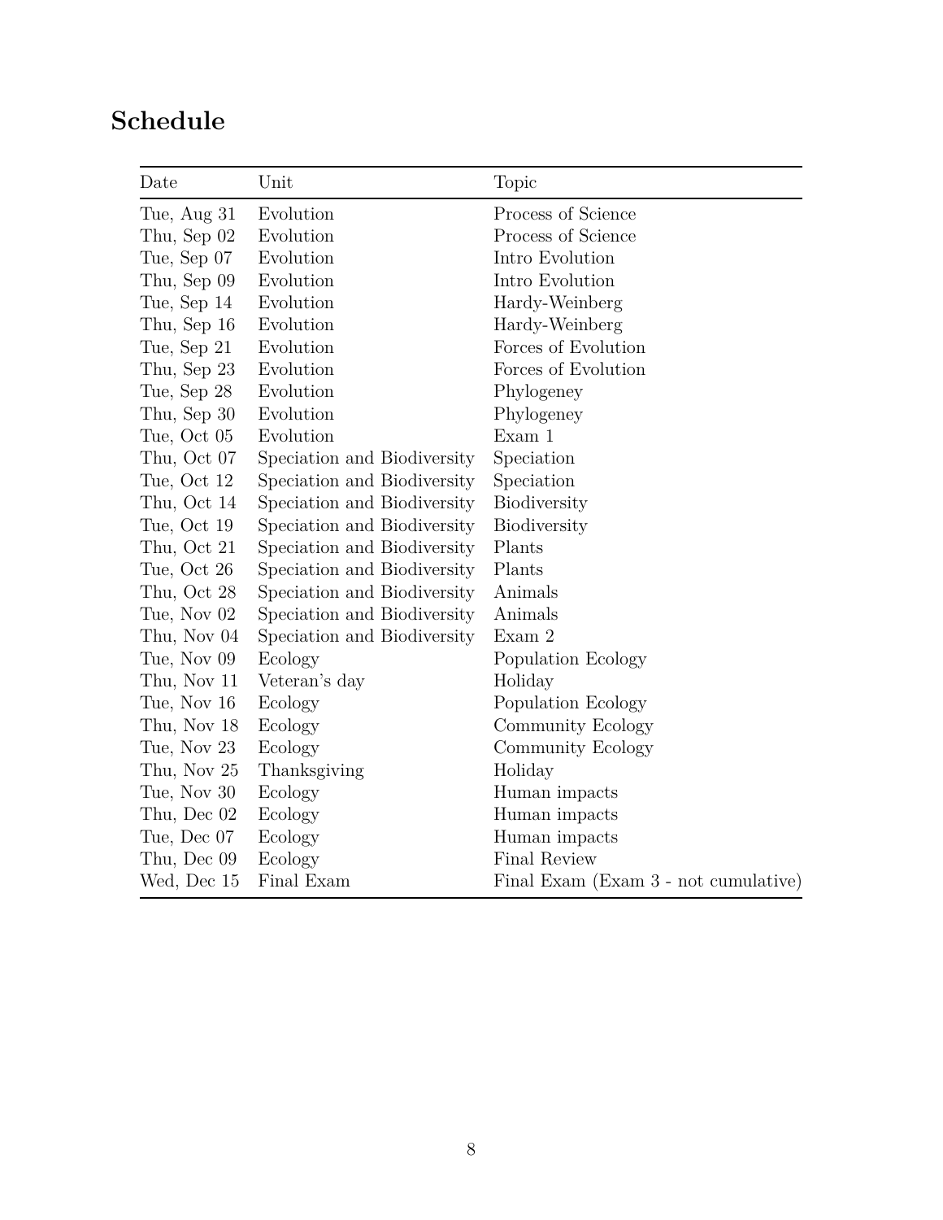## Schedule

| Date | Unit | Topic |
|---|---|---|
| Tue, Aug 31 | Evolution | Process of Science |
| Thu, Sep 02 | Evolution | Process of Science |
| Tue, Sep 07 | Evolution | Intro Evolution |
| Thu, Sep 09 | Evolution | Intro Evolution |
| Tue, Sep 14 | Evolution | Hardy-Weinberg |
| Thu, Sep 16 | Evolution | Hardy-Weinberg |
| Tue, Sep 21 | Evolution | Forces of Evolution |
| Thu, Sep 23 | Evolution | Forces of Evolution |
| Tue, Sep 28 | Evolution | Phylogeney |
| Thu, Sep 30 | Evolution | Phylogeney |
| Tue, Oct 05 | Evolution | Exam 1 |
| Thu, Oct 07 | Speciation and Biodiversity | Speciation |
| Tue, Oct 12 | Speciation and Biodiversity | Speciation |
| Thu, Oct 14 | Speciation and Biodiversity | Biodiversity |
| Tue, Oct 19 | Speciation and Biodiversity | Biodiversity |
| Thu, Oct 21 | Speciation and Biodiversity | Plants |
| Tue, Oct 26 | Speciation and Biodiversity | Plants |
| Thu, Oct 28 | Speciation and Biodiversity | Animals |
| Tue, Nov 02 | Speciation and Biodiversity | Animals |
| Thu, Nov 04 | Speciation and Biodiversity | Exam 2 |
| Tue, Nov 09 | Ecology | Population Ecology |
| Thu, Nov 11 | Veteran's day | Holiday |
| Tue, Nov 16 | Ecology | Population Ecology |
| Thu, Nov 18 | Ecology | Community Ecology |
| Tue, Nov 23 | Ecology | Community Ecology |
| Thu, Nov 25 | Thanksgiving | Holiday |
| Tue, Nov 30 | Ecology | Human impacts |
| Thu, Dec 02 | Ecology | Human impacts |
| Tue, Dec 07 | Ecology | Human impacts |
| Thu, Dec 09 | Ecology | Final Review |
| Wed, Dec 15 | Final Exam | Final Exam (Exam 3 - not cumulative) |